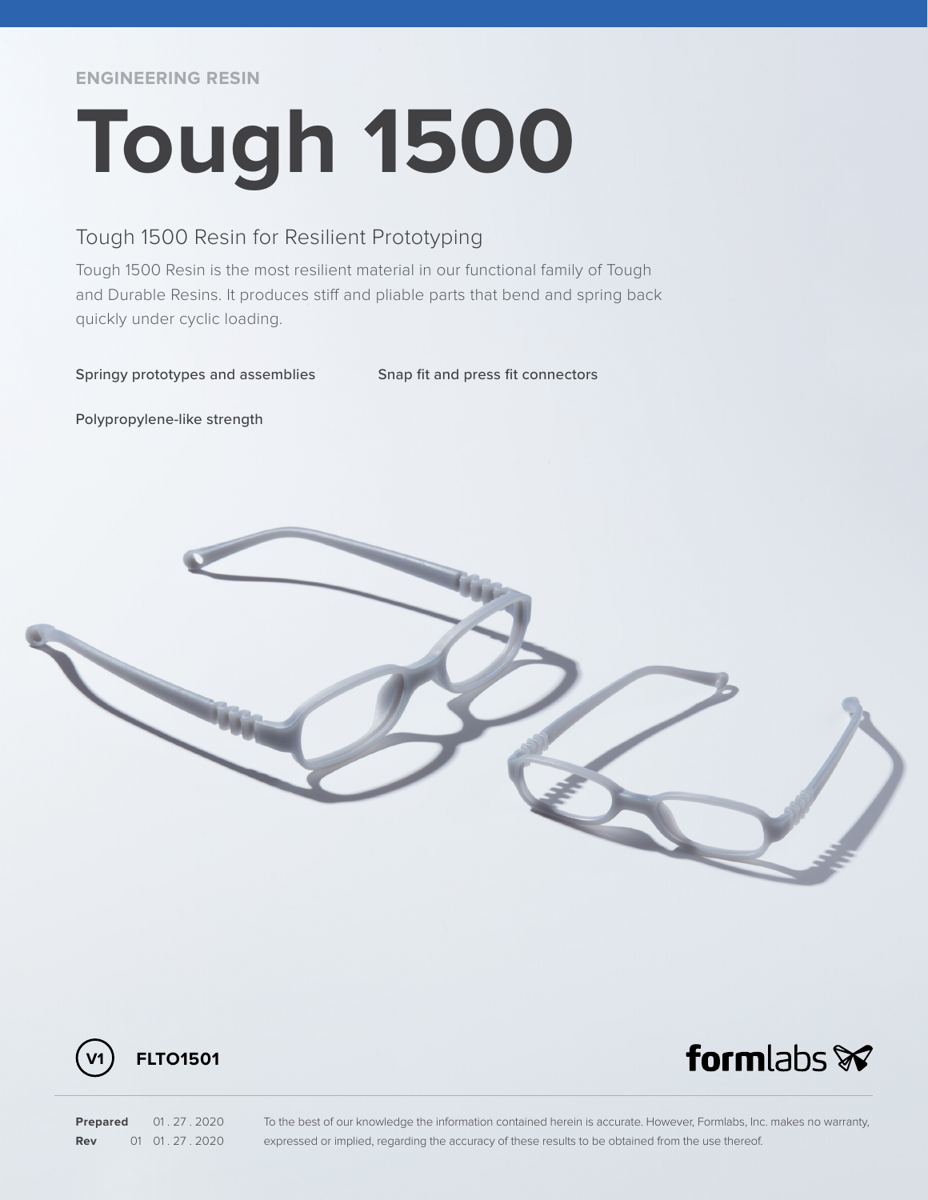ENGINEERING RESIN

# Tough 1500

## Tough 1500 Resin for Resilient Prototyping

Tough 1500 Resin is the most resilient material in our functional family of Tough and Durable Resins. It produces stiff and pliable parts that bend and spring back quickly under cyclic loading.

Springy prototypes and assemblies

Snap fit and press fit connectors

Polypropylene-like strength

V1 **FLTO1501**

formlabs

**Prepared** 01 . 27 . 2020
**Rev** 01 01 . 27 . 2020

To the best of our knowledge the information contained herein is accurate. However, Formlabs, Inc. makes no warranty, expressed or implied, regarding the accuracy of these results to be obtained from the use thereof.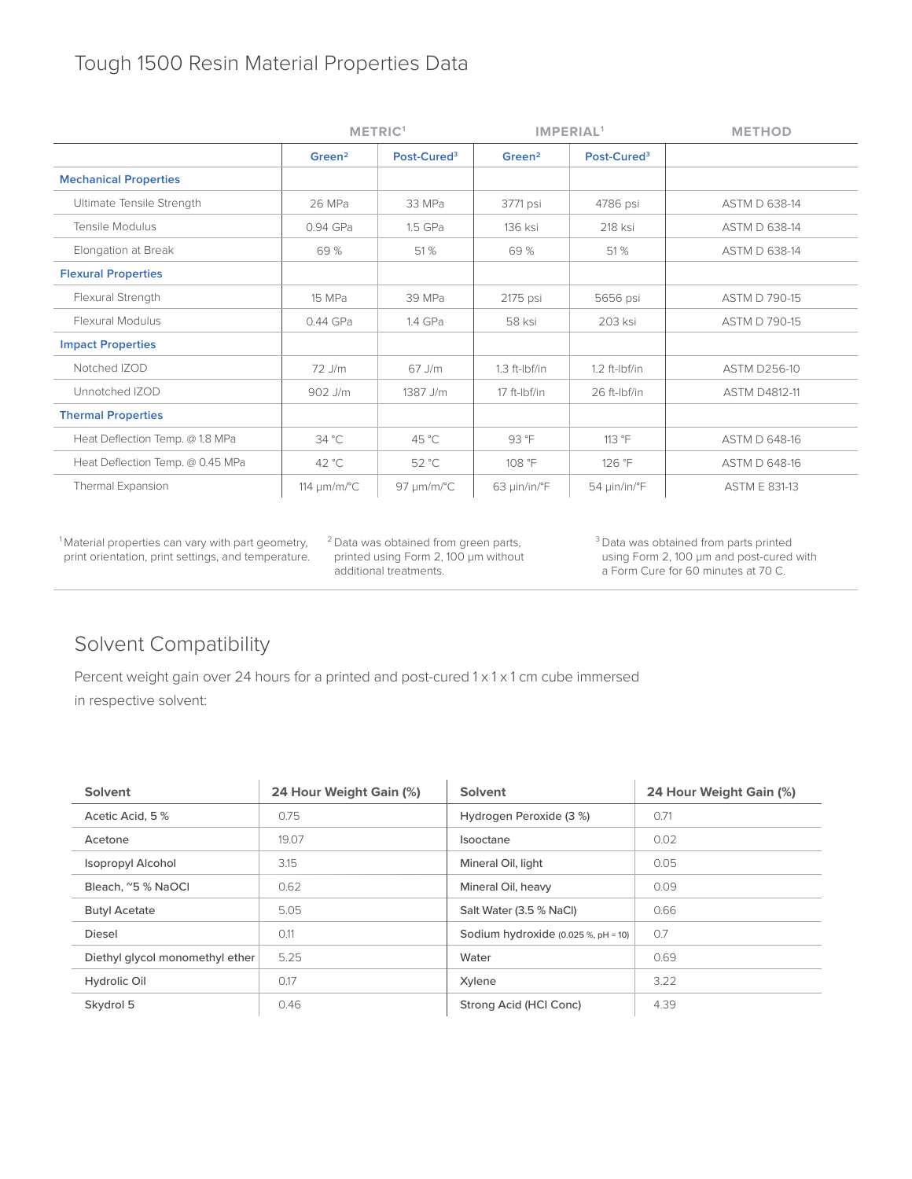# Tough 1500 Resin Material Properties Data

| | METRIC[1] | | IMPERIAL[1] | | METHOD |
|---|---|---|---|---|---|
| | Green[2] | Post-Cured[3] | Green[2] | Post-Cured[3] | |
| **Mechanical Properties** | | | | | |
| Ultimate Tensile Strength | 26 MPa | 33 MPa | 3771 psi | 4786 psi | ASTM D 638-14 |
| Tensile Modulus | 0.94 GPa | 1.5 GPa | 136 ksi | 218 ksi | ASTM D 638-14 |
| Elongation at Break | 69 % | 51 % | 69 % | 51 % | ASTM D 638-14 |
| **Flexural Properties** | | | | | |
| Flexural Strength | 15 MPa | 39 MPa | 2175 psi | 5656 psi | ASTM D 790-15 |
| Flexural Modulus | 0.44 GPa | 1.4 GPa | 58 ksi | 203 ksi | ASTM D 790-15 |
| **Impact Properties** | | | | | |
| Notched IZOD | 72 J/m | 67 J/m | 1.3 ft-lbf/in | 1.2 ft-lbf/in | ASTM D256-10 |
| Unnotched IZOD | 902 J/m | 1387 J/m | 17 ft-lbf/in | 26 ft-lbf/in | ASTM D4812-11 |
| **Thermal Properties** | | | | | |
| Heat Deflection Temp. @ 1.8 MPa | 34 °C | 45 °C | 93 °F | 113 °F | ASTM D 648-16 |
| Heat Deflection Temp. @ 0.45 MPa | 42 °C | 52 °C | 108 °F | 126 °F | ASTM D 648-16 |
| Thermal Expansion | 114 μm/m/°C | 97 μm/m/°C | 63 μin/in/°F | 54 μin/in/°F | ASTM E 831-13 |

[1] Material properties can vary with part geometry, print orientation, print settings, and temperature.

[2] Data was obtained from green parts, printed using Form 2, 100 μm without additional treatments.

[3] Data was obtained from parts printed using Form 2, 100 μm and post-cured with a Form Cure for 60 minutes at 70 C.

## Solvent Compatibility

Percent weight gain over 24 hours for a printed and post-cured 1 x 1 x 1 cm cube immersed in respective solvent:

| Solvent | 24 Hour Weight Gain (%) | Solvent | 24 Hour Weight Gain (%) |
|---|---|---|---|
| Acetic Acid, 5 % | 0.75 | Hydrogen Peroxide (3 %) | 0.71 |
| Acetone | 19.07 | Isooctane | 0.02 |
| Isopropyl Alcohol | 3.15 | Mineral Oil, light | 0.05 |
| Bleach, ~5 % NaOCl | 0.62 | Mineral Oil, heavy | 0.09 |
| Butyl Acetate | 5.05 | Salt Water (3.5 % NaCl) | 0.66 |
| Diesel | 0.11 | Sodium hydroxide (0.025 %, pH = 10) | 0.7 |
| Diethyl glycol monomethyl ether | 5.25 | Water | 0.69 |
| Hydrolic Oil | 0.17 | Xylene | 3.22 |
| Skydrol 5 | 0.46 | Strong Acid (HCl Conc) | 4.39 |